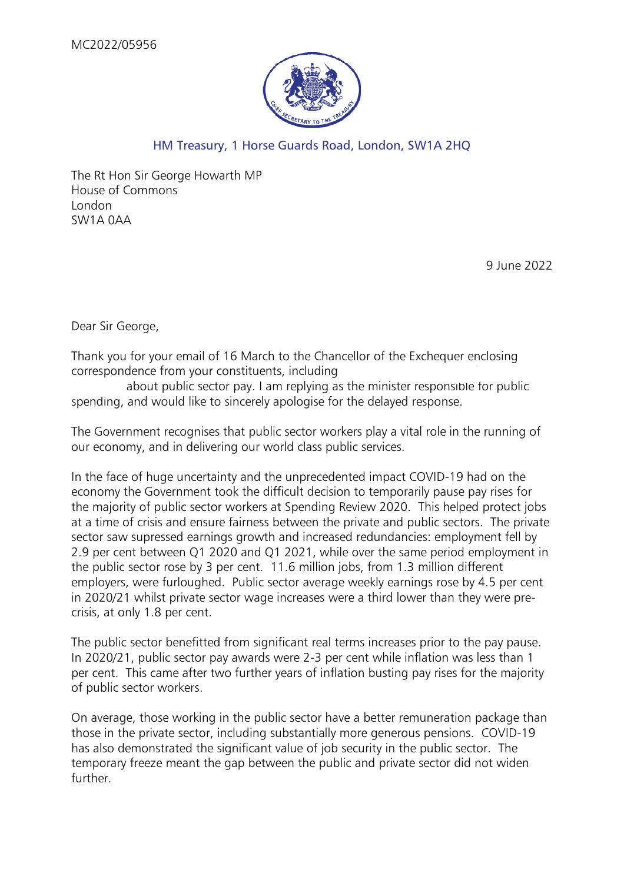MC2022/05956

HM Treasury, 1 Horse Guards Road, London, SW1A 2HQ

The Rt Hon Sir George Howarth MP
House of Commons
London
SW1A 0AA

9 June 2022

Dear Sir George,

Thank you for your email of 16 March to the Chancellor of the Exchequer enclosing correspondence from your constituents, including about public sector pay. I am replying as the minister responsible for public spending, and would like to sincerely apologise for the delayed response.

The Government recognises that public sector workers play a vital role in the running of our economy, and in delivering our world class public services.

In the face of huge uncertainty and the unprecedented impact COVID-19 had on the economy the Government took the difficult decision to temporarily pause pay rises for the majority of public sector workers at Spending Review 2020. This helped protect jobs at a time of crisis and ensure fairness between the private and public sectors. The private sector saw supressed earnings growth and increased redundancies: employment fell by 2.9 per cent between Q1 2020 and Q1 2021, while over the same period employment in the public sector rose by 3 per cent. 11.6 million jobs, from 1.3 million different employers, were furloughed. Public sector average weekly earnings rose by 4.5 per cent in 2020/21 whilst private sector wage increases were a third lower than they were pre-crisis, at only 1.8 per cent.

The public sector benefitted from significant real terms increases prior to the pay pause. In 2020/21, public sector pay awards were 2-3 per cent while inflation was less than 1 per cent. This came after two further years of inflation busting pay rises for the majority of public sector workers.

On average, those working in the public sector have a better remuneration package than those in the private sector, including substantially more generous pensions. COVID-19 has also demonstrated the significant value of job security in the public sector. The temporary freeze meant the gap between the public and private sector did not widen further.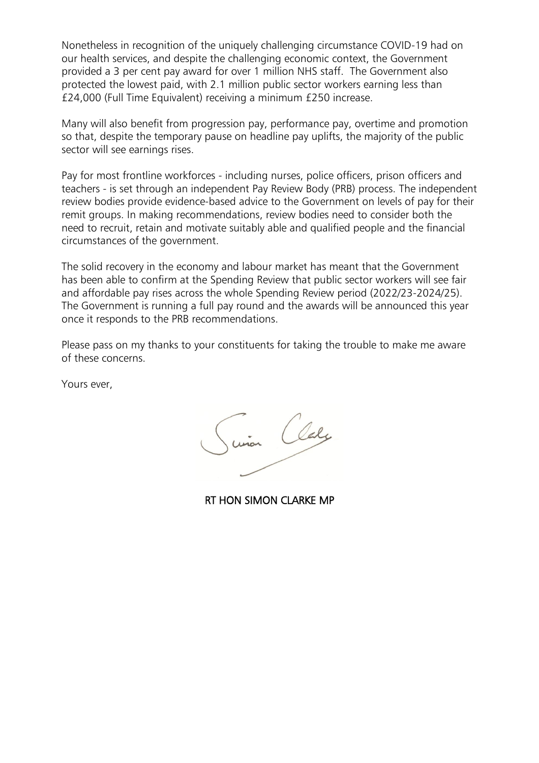Nonetheless in recognition of the uniquely challenging circumstance COVID-19 had on our health services, and despite the challenging economic context, the Government provided a 3 per cent pay award for over 1 million NHS staff. The Government also protected the lowest paid, with 2.1 million public sector workers earning less than £24,000 (Full Time Equivalent) receiving a minimum £250 increase.

Many will also benefit from progression pay, performance pay, overtime and promotion so that, despite the temporary pause on headline pay uplifts, the majority of the public sector will see earnings rises.

Pay for most frontline workforces - including nurses, police officers, prison officers and teachers - is set through an independent Pay Review Body (PRB) process. The independent review bodies provide evidence-based advice to the Government on levels of pay for their remit groups. In making recommendations, review bodies need to consider both the need to recruit, retain and motivate suitably able and qualified people and the financial circumstances of the government.

The solid recovery in the economy and labour market has meant that the Government has been able to confirm at the Spending Review that public sector workers will see fair and affordable pay rises across the whole Spending Review period (2022/23-2024/25). The Government is running a full pay round and the awards will be announced this year once it responds to the PRB recommendations.

Please pass on my thanks to your constituents for taking the trouble to make me aware of these concerns.

Yours ever,

RT HON SIMON CLARKE MP